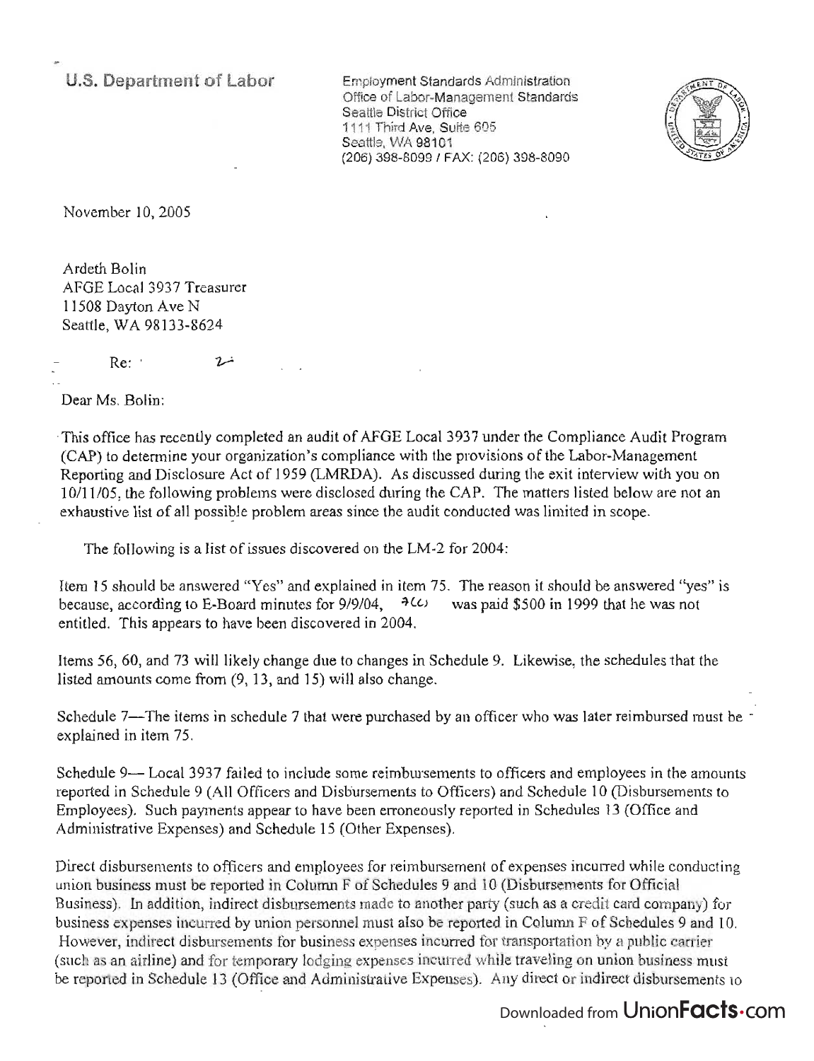**U.S. Department of Labor**

Employment Standards Administration
Office of Labor-Management Standards
Seattle District Office
1111 Third Ave, Suite 605
Seattle, WA 98101
(206) 398-8099 / FAX: (206) 398-8090

November 10, 2005

Ardeth Bolin
AFGE Local 3937 Treasurer
11508 Dayton Ave N
Seattle, WA 98133-8624

Re:

Dear Ms. Bolin:

This office has recently completed an audit of AFGE Local 3937 under the Compliance Audit Program (CAP) to determine your organization's compliance with the provisions of the Labor-Management Reporting and Disclosure Act of 1959 (LMRDA). As discussed during the exit interview with you on 10/11/05, the following problems were disclosed during the CAP. The matters listed below are not an exhaustive list of all possible problem areas since the audit conducted was limited in scope.

The following is a list of issues discovered on the LM-2 for 2004:

Item 15 should be answered "Yes" and explained in item 75. The reason it should be answered "yes" is because, according to E-Board minutes for 9/9/04, 7(c) was paid $500 in 1999 that he was not entitled. This appears to have been discovered in 2004.

Items 56, 60, and 73 will likely change due to changes in Schedule 9. Likewise, the schedules that the listed amounts come from (9, 13, and 15) will also change.

Schedule 7—The items in schedule 7 that were purchased by an officer who was later reimbursed must be explained in item 75.

Schedule 9— Local 3937 failed to include some reimbursements to officers and employees in the amounts reported in Schedule 9 (All Officers and Disbursements to Officers) and Schedule 10 (Disbursements to Employees). Such payments appear to have been erroneously reported in Schedules 13 (Office and Administrative Expenses) and Schedule 15 (Other Expenses).

Direct disbursements to officers and employees for reimbursement of expenses incurred while conducting union business must be reported in Column F of Schedules 9 and 10 (Disbursements for Official Business). In addition, indirect disbursements made to another party (such as a credit card company) for business expenses incurred by union personnel must also be reported in Column F of Schedules 9 and 10. However, indirect disbursements for business expenses incurred for transportation by a public carrier (such as an airline) and for temporary lodging expenses incurred while traveling on union business must be reported in Schedule 13 (Office and Administrative Expenses). Any direct or indirect disbursements to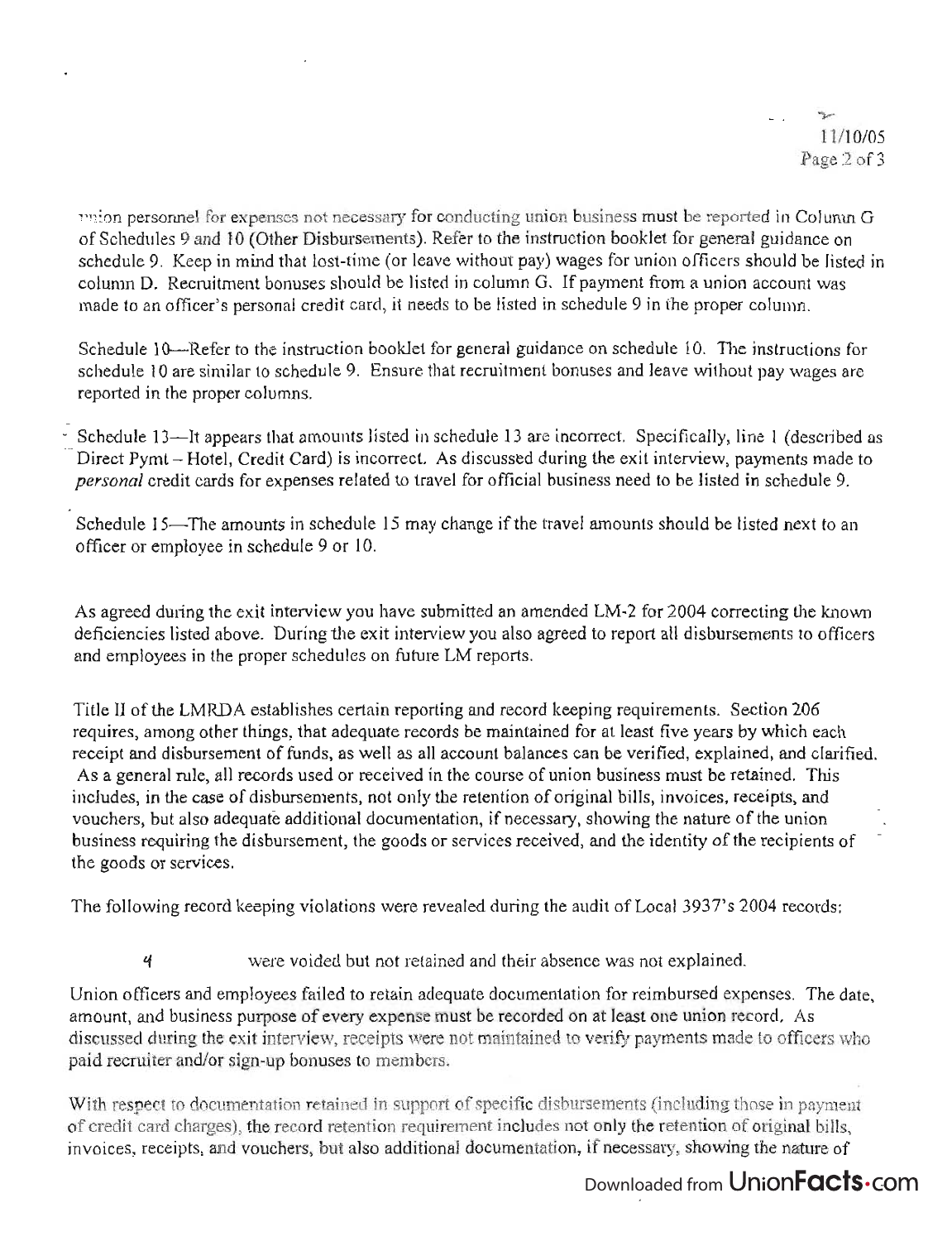union personnel for expenses not necessary for conducting union business must be reported in Column G of Schedules 9 and 10 (Other Disbursements). Refer to the instruction booklet for general guidance on schedule 9. Keep in mind that lost-time (or leave without pay) wages for union officers should be listed in column D. Recruitment bonuses should be listed in column G. If payment from a union account was made to an officer's personal credit card, it needs to be listed in schedule 9 in the proper column.

Schedule 10—Refer to the instruction booklet for general guidance on schedule 10. The instructions for schedule 10 are similar to schedule 9. Ensure that recruitment bonuses and leave without pay wages are reported in the proper columns.

Schedule 13—It appears that amounts listed in schedule 13 are incorrect. Specifically, line 1 (described as Direct Pymt – Hotel, Credit Card) is incorrect. As discussed during the exit interview, payments made to *personal* credit cards for expenses related to travel for official business need to be listed in schedule 9.

Schedule 15—The amounts in schedule 15 may change if the travel amounts should be listed next to an officer or employee in schedule 9 or 10.

As agreed during the exit interview you have submitted an amended LM-2 for 2004 correcting the known deficiencies listed above. During the exit interview you also agreed to report all disbursements to officers and employees in the proper schedules on future LM reports.

Title II of the LMRDA establishes certain reporting and record keeping requirements. Section 206 requires, among other things, that adequate records be maintained for at least five years by which each receipt and disbursement of funds, as well as all account balances can be verified, explained, and clarified. As a general rule, all records used or received in the course of union business must be retained. This includes, in the case of disbursements, not only the retention of original bills, invoices, receipts, and vouchers, but also adequate additional documentation, if necessary, showing the nature of the union business requiring the disbursement, the goods or services received, and the identity of the recipients of the goods or services.

The following record keeping violations were revealed during the audit of Local 3937's 2004 records:

4 were voided but not retained and their absence was not explained.

Union officers and employees failed to retain adequate documentation for reimbursed expenses. The date, amount, and business purpose of every expense must be recorded on at least one union record. As discussed during the exit interview, receipts were not maintained to verify payments made to officers who paid recruiter and/or sign-up bonuses to members.

With respect to documentation retained in support of specific disbursements (including those in payment of credit card charges), the record retention requirement includes not only the retention of original bills, invoices, receipts, and vouchers, but also additional documentation, if necessary, showing the nature of

Downloaded from UnionFacts.com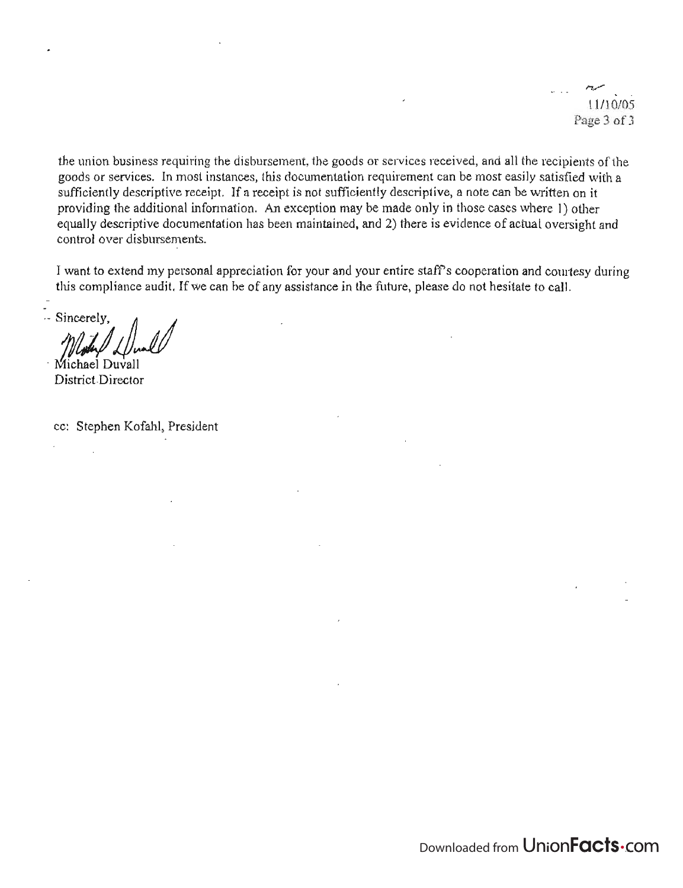the union business requiring the disbursement, the goods or services received, and all the recipients of the goods or services. In most instances, this documentation requirement can be most easily satisfied with a sufficiently descriptive receipt. If a receipt is not sufficiently descriptive, a note can be written on it providing the additional information. An exception may be made only in those cases where 1) other equally descriptive documentation has been maintained, and 2) there is evidence of actual oversight and control over disbursements.

I want to extend my personal appreciation for your and your entire staff's cooperation and courtesy during this compliance audit. If we can be of any assistance in the future, please do not hesitate to call.

Sincerely,

Michael Duvall
District Director

cc: Stephen Kofahl, President

Downloaded from UnionFacts.com